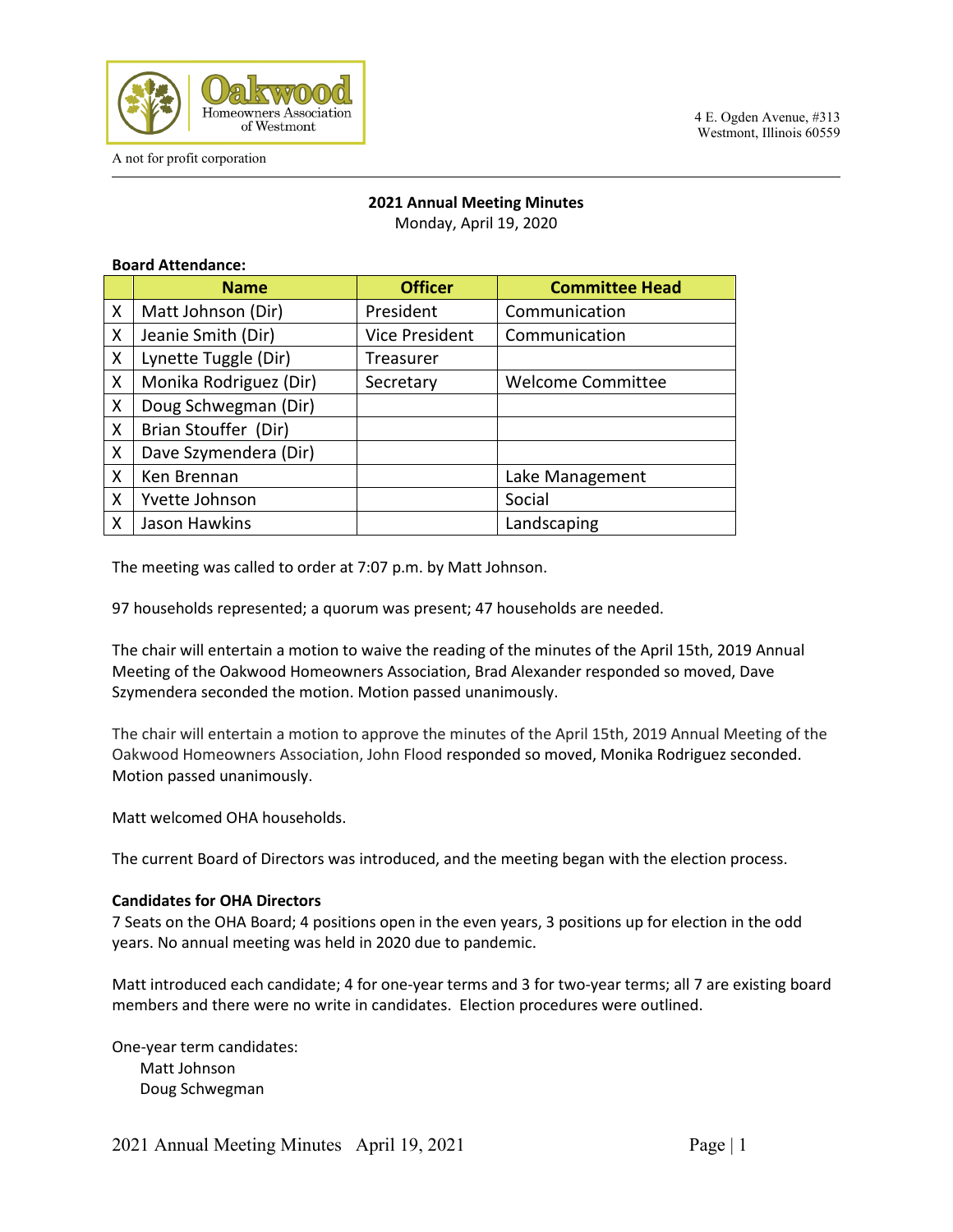Oakwood Homeowners Association of Westmont

A not for profit corporation

4 E. Ogden Avenue, #313
Westmont, Illinois 60559

**2021 Annual Meeting Minutes**
Monday, April 19, 2020

**Board Attendance:**

| | Name | Officer | Committee Head |
|---|---|---|---|
| X | Matt Johnson (Dir) | President | Communication |
| X | Jeanie Smith (Dir) | Vice President | Communication |
| X | Lynette Tuggle (Dir) | Treasurer | |
| X | Monika Rodriguez (Dir) | Secretary | Welcome Committee |
| X | Doug Schwegman (Dir) | | |
| X | Brian Stouffer (Dir) | | |
| X | Dave Szymendera (Dir) | | |
| X | Ken Brennan | | Lake Management |
| X | Yvette Johnson | | Social |
| X | Jason Hawkins | | Landscaping |

The meeting was called to order at 7:07 p.m. by Matt Johnson.

97 households represented; a quorum was present; 47 households are needed.

The chair will entertain a motion to waive the reading of the minutes of the April 15th, 2019 Annual Meeting of the Oakwood Homeowners Association, Brad Alexander responded so moved, Dave Szymendera seconded the motion. Motion passed unanimously.

The chair will entertain a motion to approve the minutes of the April 15th, 2019 Annual Meeting of the Oakwood Homeowners Association, John Flood responded so moved, Monika Rodriguez seconded. Motion passed unanimously.

Matt welcomed OHA households.

The current Board of Directors was introduced, and the meeting began with the election process.

**Candidates for OHA Directors**
7 Seats on the OHA Board; 4 positions open in the even years, 3 positions up for election in the odd years. No annual meeting was held in 2020 due to pandemic.

Matt introduced each candidate; 4 for one-year terms and 3 for two-year terms; all 7 are existing board members and there were no write in candidates. Election procedures were outlined.

One-year term candidates:
- Matt Johnson
- Doug Schwegman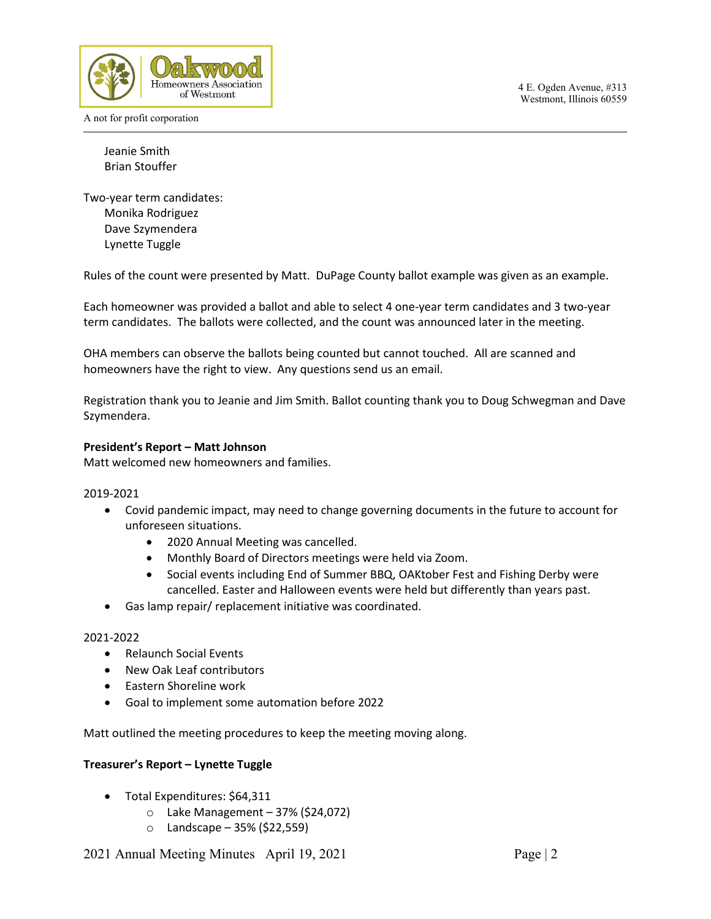Jeanie Smith
Brian Stouffer

Two-year term candidates:
Monika Rodriguez
Dave Szymendera
Lynette Tuggle

Rules of the count were presented by Matt. DuPage County ballot example was given as an example.

Each homeowner was provided a ballot and able to select 4 one-year term candidates and 3 two-year term candidates. The ballots were collected, and the count was announced later in the meeting.

OHA members can observe the ballots being counted but cannot touched. All are scanned and homeowners have the right to view. Any questions send us an email.

Registration thank you to Jeanie and Jim Smith. Ballot counting thank you to Doug Schwegman and Dave Szymendera.

**President's Report – Matt Johnson**
Matt welcomed new homeowners and families.

2019-2021

- Covid pandemic impact, may need to change governing documents in the future to account for unforeseen situations.
    - 2020 Annual Meeting was cancelled.
    - Monthly Board of Directors meetings were held via Zoom.
    - Social events including End of Summer BBQ, OAKtober Fest and Fishing Derby were cancelled. Easter and Halloween events were held but differently than years past.
- Gas lamp repair/ replacement initiative was coordinated.

2021-2022

- Relaunch Social Events
- New Oak Leaf contributors
- Eastern Shoreline work
- Goal to implement some automation before 2022

Matt outlined the meeting procedures to keep the meeting moving along.

**Treasurer's Report – Lynette Tuggle**

- Total Expenditures: $64,311
    - Lake Management – 37% ($24,072)
    - Landscape – 35% ($22,559)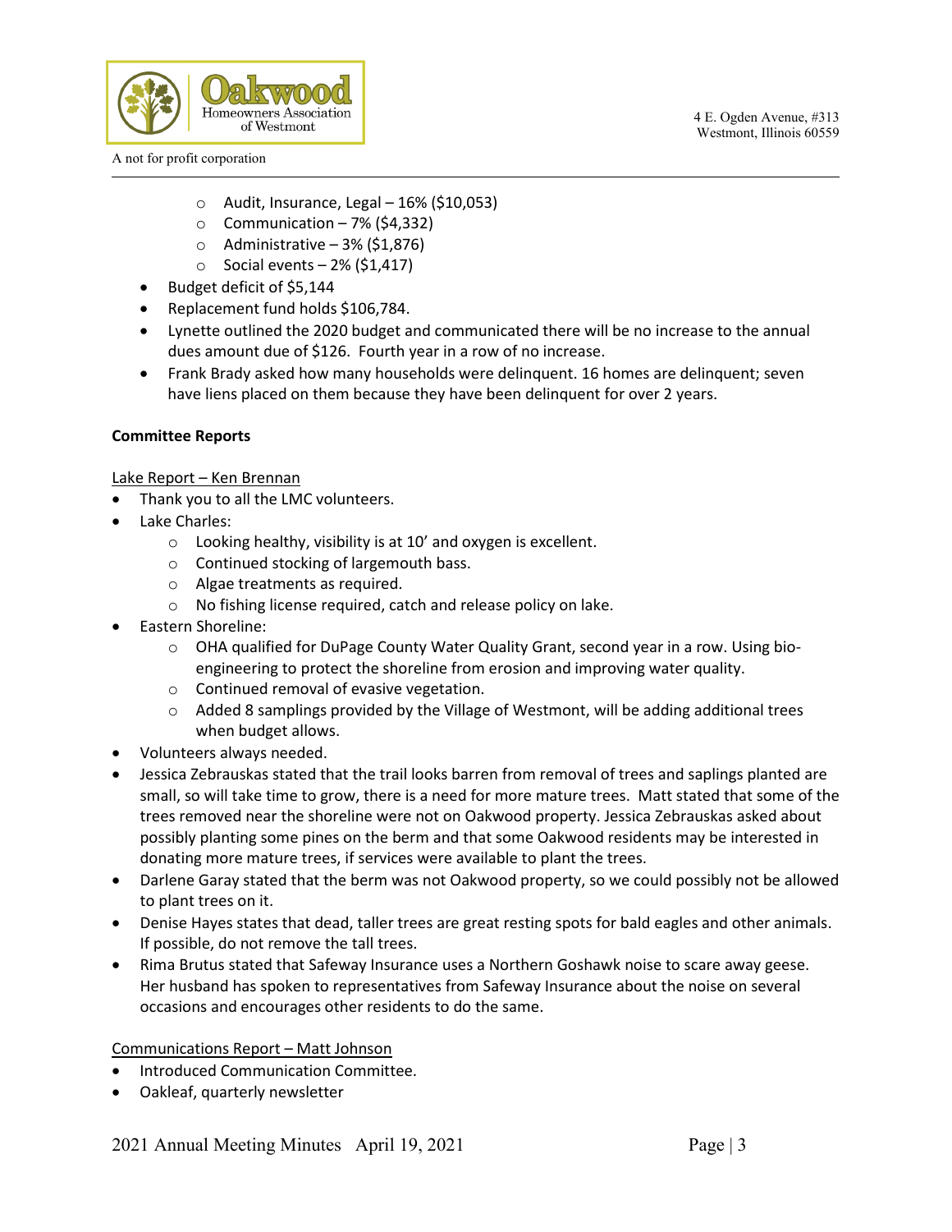- Audit, Insurance, Legal – 16% ($10,053)
    - Communication – 7% ($4,332)
    - Administrative – 3% ($1,876)
    - Social events – 2% ($1,417)
- Budget deficit of $5,144
- Replacement fund holds $106,784.
- Lynette outlined the 2020 budget and communicated there will be no increase to the annual dues amount due of $126. Fourth year in a row of no increase.
- Frank Brady asked how many households were delinquent. 16 homes are delinquent; seven have liens placed on them because they have been delinquent for over 2 years.

**Committee Reports**

Lake Report – Ken Brennan

- Thank you to all the LMC volunteers.
- Lake Charles:
    - Looking healthy, visibility is at 10' and oxygen is excellent.
    - Continued stocking of largemouth bass.
    - Algae treatments as required.
    - No fishing license required, catch and release policy on lake.
- Eastern Shoreline:
    - OHA qualified for DuPage County Water Quality Grant, second year in a row. Using bio-engineering to protect the shoreline from erosion and improving water quality.
    - Continued removal of evasive vegetation.
    - Added 8 samplings provided by the Village of Westmont, will be adding additional trees when budget allows.
- Volunteers always needed.
- Jessica Zebrauskas stated that the trail looks barren from removal of trees and saplings planted are small, so will take time to grow, there is a need for more mature trees. Matt stated that some of the trees removed near the shoreline were not on Oakwood property. Jessica Zebrauskas asked about possibly planting some pines on the berm and that some Oakwood residents may be interested in donating more mature trees, if services were available to plant the trees.
- Darlene Garay stated that the berm was not Oakwood property, so we could possibly not be allowed to plant trees on it.
- Denise Hayes states that dead, taller trees are great resting spots for bald eagles and other animals. If possible, do not remove the tall trees.
- Rima Brutus stated that Safeway Insurance uses a Northern Goshawk noise to scare away geese. Her husband has spoken to representatives from Safeway Insurance about the noise on several occasions and encourages other residents to do the same.

Communications Report – Matt Johnson

- Introduced Communication Committee.
- Oakleaf, quarterly newsletter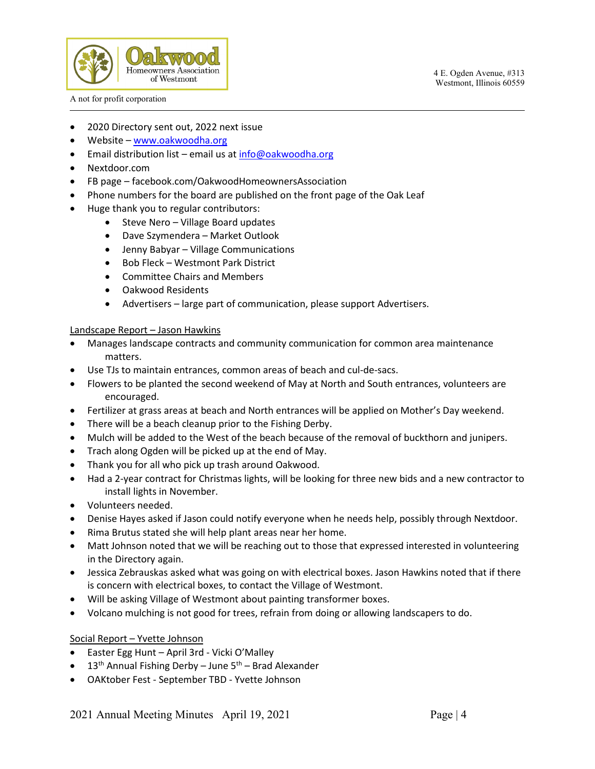- 2020 Directory sent out, 2022 next issue
- Website – www.oakwoodha.org
- Email distribution list – email us at info@oakwoodha.org
- Nextdoor.com
- FB page – facebook.com/OakwoodHomeownersAssociation
- Phone numbers for the board are published on the front page of the Oak Leaf
- Huge thank you to regular contributors:
    - Steve Nero – Village Board updates
    - Dave Szymendera – Market Outlook
    - Jenny Babyar – Village Communications
    - Bob Fleck – Westmont Park District
    - Committee Chairs and Members
    - Oakwood Residents
    - Advertisers – large part of communication, please support Advertisers.

<u>Landscape Report – Jason Hawkins</u>

- Manages landscape contracts and community communication for common area maintenance matters.
- Use TJs to maintain entrances, common areas of beach and cul-de-sacs.
- Flowers to be planted the second weekend of May at North and South entrances, volunteers are encouraged.
- Fertilizer at grass areas at beach and North entrances will be applied on Mother's Day weekend.
- There will be a beach cleanup prior to the Fishing Derby.
- Mulch will be added to the West of the beach because of the removal of buckthorn and junipers.
- Trach along Ogden will be picked up at the end of May.
- Thank you for all who pick up trash around Oakwood.
- Had a 2-year contract for Christmas lights, will be looking for three new bids and a new contractor to install lights in November.
- Volunteers needed.
- Denise Hayes asked if Jason could notify everyone when he needs help, possibly through Nextdoor.
- Rima Brutus stated she will help plant areas near her home.
- Matt Johnson noted that we will be reaching out to those that expressed interested in volunteering in the Directory again.
- Jessica Zebrauskas asked what was going on with electrical boxes. Jason Hawkins noted that if there is concern with electrical boxes, to contact the Village of Westmont.
- Will be asking Village of Westmont about painting transformer boxes.
- Volcano mulching is not good for trees, refrain from doing or allowing landscapers to do.

<u>Social Report – Yvette Johnson</u>

- Easter Egg Hunt – April 3rd - Vicki O'Malley
- 13th Annual Fishing Derby – June 5th – Brad Alexander
- OAKtober Fest - September TBD - Yvette Johnson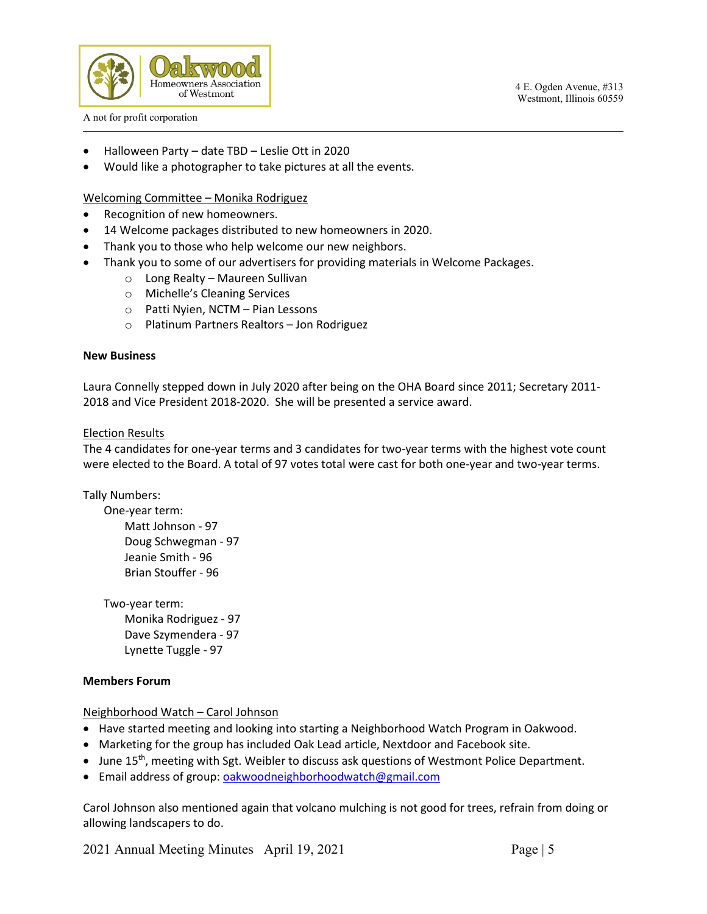- Halloween Party – date TBD – Leslie Ott in 2020
- Would like a photographer to take pictures at all the events.

Welcoming Committee – Monika Rodriguez

- Recognition of new homeowners.
- 14 Welcome packages distributed to new homeowners in 2020.
- Thank you to those who help welcome our new neighbors.
- Thank you to some of our advertisers for providing materials in Welcome Packages.
  - Long Realty – Maureen Sullivan
  - Michelle's Cleaning Services
  - Patti Nyien, NCTM – Pian Lessons
  - Platinum Partners Realtors – Jon Rodriguez

**New Business**

Laura Connelly stepped down in July 2020 after being on the OHA Board since 2011; Secretary 2011-2018 and Vice President 2018-2020. She will be presented a service award.

Election Results

The 4 candidates for one-year terms and 3 candidates for two-year terms with the highest vote count were elected to the Board. A total of 97 votes total were cast for both one-year and two-year terms.

Tally Numbers:

One-year term:

Matt Johnson - 97
Doug Schwegman - 97
Jeanie Smith - 96
Brian Stouffer - 96

Two-year term:

Monika Rodriguez - 97
Dave Szymendera - 97
Lynette Tuggle - 97

**Members Forum**

Neighborhood Watch – Carol Johnson

- Have started meeting and looking into starting a Neighborhood Watch Program in Oakwood.
- Marketing for the group has included Oak Lead article, Nextdoor and Facebook site.
- June 15th, meeting with Sgt. Weibler to discuss ask questions of Westmont Police Department.
- Email address of group: oakwoodneighborhoodwatch@gmail.com

Carol Johnson also mentioned again that volcano mulching is not good for trees, refrain from doing or allowing landscapers to do.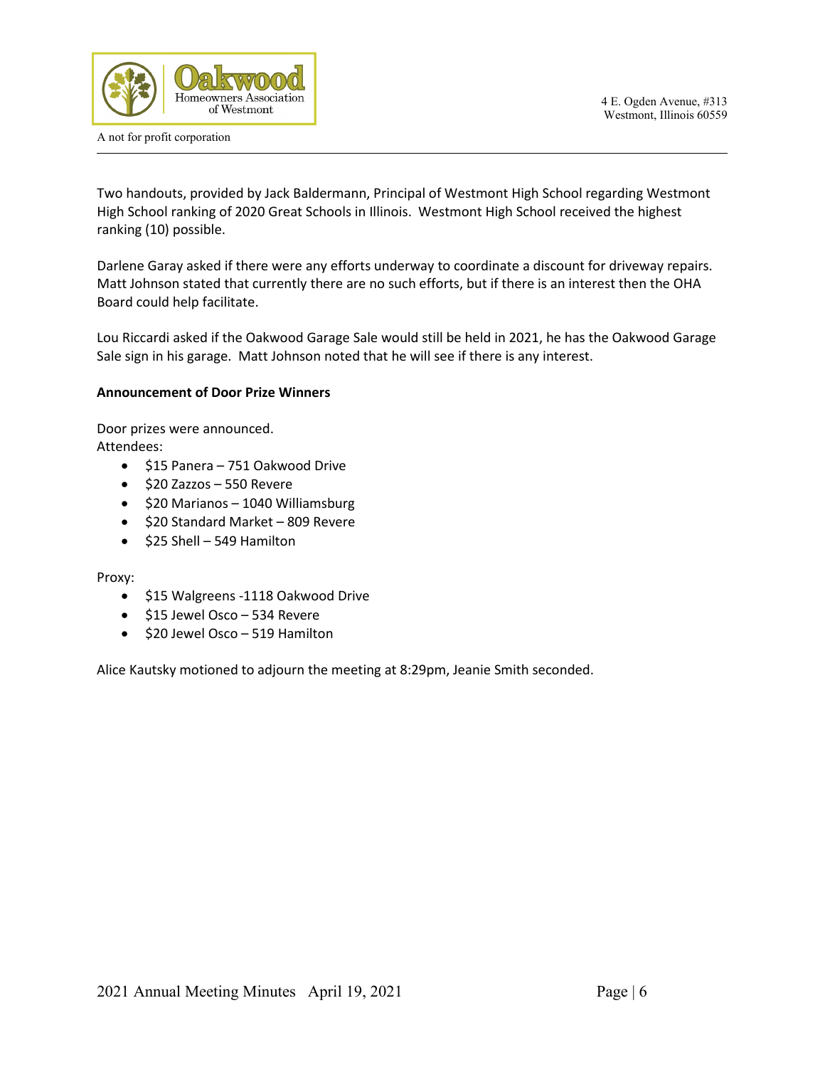Two handouts, provided by Jack Baldermann, Principal of Westmont High School regarding Westmont High School ranking of 2020 Great Schools in Illinois. Westmont High School received the highest ranking (10) possible.

Darlene Garay asked if there were any efforts underway to coordinate a discount for driveway repairs. Matt Johnson stated that currently there are no such efforts, but if there is an interest then the OHA Board could help facilitate.

Lou Riccardi asked if the Oakwood Garage Sale would still be held in 2021, he has the Oakwood Garage Sale sign in his garage. Matt Johnson noted that he will see if there is any interest.

**Announcement of Door Prize Winners**

Door prizes were announced.
Attendees:

- $15 Panera – 751 Oakwood Drive
- $20 Zazzos – 550 Revere
- $20 Marianos – 1040 Williamsburg
- $20 Standard Market – 809 Revere
- $25 Shell – 549 Hamilton

Proxy:

- $15 Walgreens -1118 Oakwood Drive
- $15 Jewel Osco – 534 Revere
- $20 Jewel Osco – 519 Hamilton

Alice Kautsky motioned to adjourn the meeting at 8:29pm, Jeanie Smith seconded.